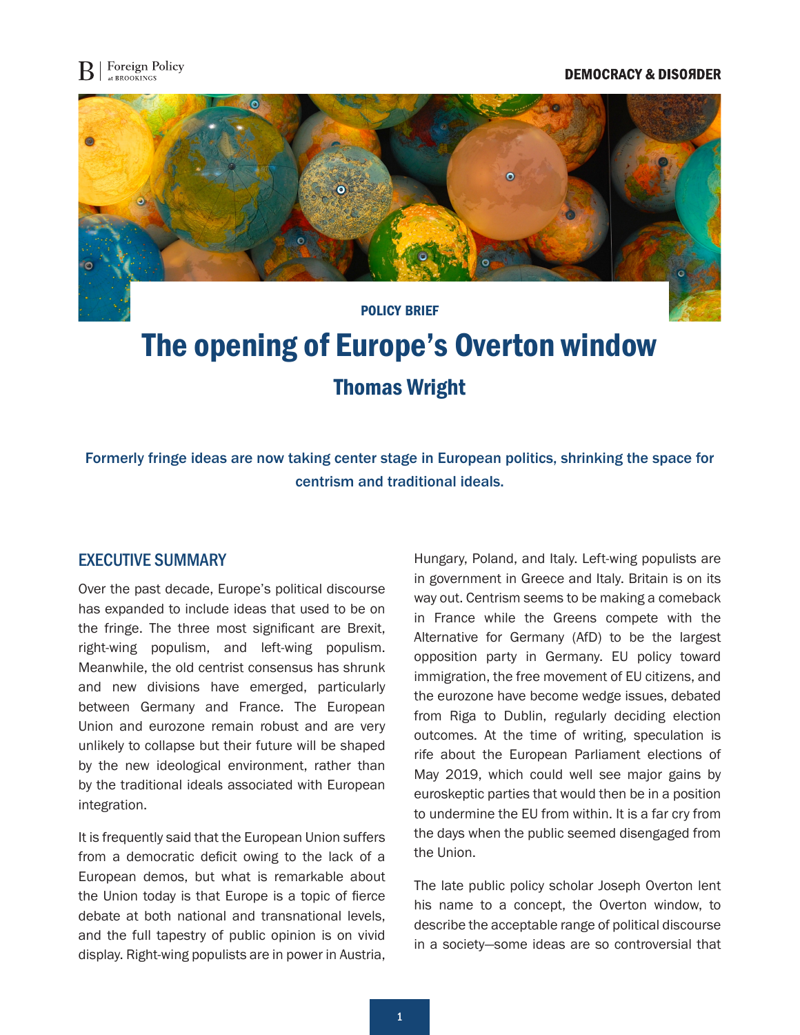POLICY BRIEF

# The opening of Europe's Overton window

## Thomas Wright

**Formerly fringe ideas are now taking center stage in European politics, shrinking the space for centrism and traditional ideals.**

## EXECUTIVE SUMMARY

Over the past decade, Europe's political discourse has expanded to include ideas that used to be on the fringe. The three most significant are Brexit, right-wing populism, and left-wing populism. Meanwhile, the old centrist consensus has shrunk and new divisions have emerged, particularly between Germany and France. The European Union and eurozone remain robust and are very unlikely to collapse but their future will be shaped by the new ideological environment, rather than by the traditional ideals associated with European integration.

It is frequently said that the European Union suffers from a democratic deficit owing to the lack of a European demos, but what is remarkable about the Union today is that Europe is a topic of fierce debate at both national and transnational levels, and the full tapestry of public opinion is on vivid display. Right-wing populists are in power in Austria, Hungary, Poland, and Italy. Left-wing populists are in government in Greece and Italy. Britain is on its way out. Centrism seems to be making a comeback in France while the Greens compete with the Alternative for Germany (AfD) to be the largest opposition party in Germany. EU policy toward immigration, the free movement of EU citizens, and the eurozone have become wedge issues, debated from Riga to Dublin, regularly deciding election outcomes. At the time of writing, speculation is rife about the European Parliament elections of May 2019, which could well see major gains by euroskeptic parties that would then be in a position to undermine the EU from within. It is a far cry from the days when the public seemed disengaged from the Union.

The late public policy scholar Joseph Overton lent his name to a concept, the Overton window, to describe the acceptable range of political discourse in a society—some ideas are so controversial that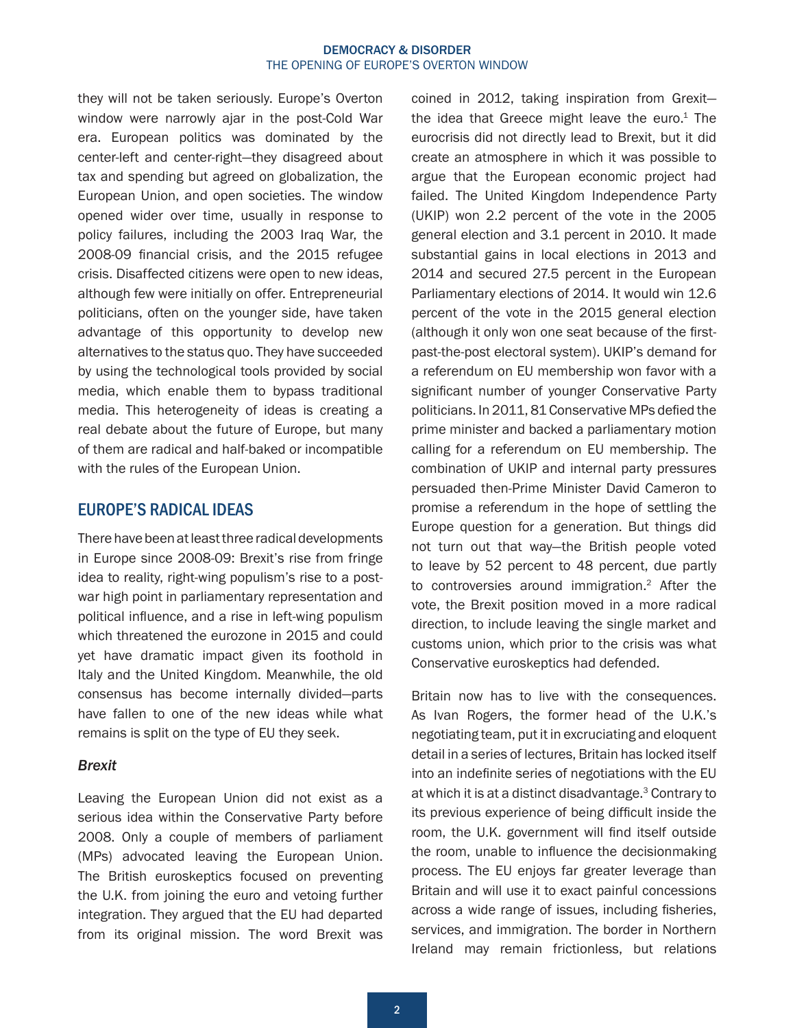they will not be taken seriously. Europe's Overton window were narrowly ajar in the post-Cold War era. European politics was dominated by the center-left and center-right—they disagreed about tax and spending but agreed on globalization, the European Union, and open societies. The window opened wider over time, usually in response to policy failures, including the 2003 Iraq War, the 2008-09 financial crisis, and the 2015 refugee crisis. Disaffected citizens were open to new ideas, although few were initially on offer. Entrepreneurial politicians, often on the younger side, have taken advantage of this opportunity to develop new alternatives to the status quo. They have succeeded by using the technological tools provided by social media, which enable them to bypass traditional media. This heterogeneity of ideas is creating a real debate about the future of Europe, but many of them are radical and half-baked or incompatible with the rules of the European Union.

## EUROPE'S RADICAL IDEAS

There have been at least three radical developments in Europe since 2008-09: Brexit's rise from fringe idea to reality, right-wing populism's rise to a post-war high point in parliamentary representation and political influence, and a rise in left-wing populism which threatened the eurozone in 2015 and could yet have dramatic impact given its foothold in Italy and the United Kingdom. Meanwhile, the old consensus has become internally divided—parts have fallen to one of the new ideas while what remains is split on the type of EU they seek.

### *Brexit*

Leaving the European Union did not exist as a serious idea within the Conservative Party before 2008. Only a couple of members of parliament (MPs) advocated leaving the European Union. The British euroskeptics focused on preventing the U.K. from joining the euro and vetoing further integration. They argued that the EU had departed from its original mission. The word Brexit was coined in 2012, taking inspiration from Grexit—the idea that Greece might leave the euro.[1] The eurocrisis did not directly lead to Brexit, but it did create an atmosphere in which it was possible to argue that the European economic project had failed. The United Kingdom Independence Party (UKIP) won 2.2 percent of the vote in the 2005 general election and 3.1 percent in 2010. It made substantial gains in local elections in 2013 and 2014 and secured 27.5 percent in the European Parliamentary elections of 2014. It would win 12.6 percent of the vote in the 2015 general election (although it only won one seat because of the first-past-the-post electoral system). UKIP's demand for a referendum on EU membership won favor with a significant number of younger Conservative Party politicians. In 2011, 81 Conservative MPs defied the prime minister and backed a parliamentary motion calling for a referendum on EU membership. The combination of UKIP and internal party pressures persuaded then-Prime Minister David Cameron to promise a referendum in the hope of settling the Europe question for a generation. But things did not turn out that way—the British people voted to leave by 52 percent to 48 percent, due partly to controversies around immigration.[2] After the vote, the Brexit position moved in a more radical direction, to include leaving the single market and customs union, which prior to the crisis was what Conservative euroskeptics had defended.

Britain now has to live with the consequences. As Ivan Rogers, the former head of the U.K.'s negotiating team, put it in excruciating and eloquent detail in a series of lectures, Britain has locked itself into an indefinite series of negotiations with the EU at which it is at a distinct disadvantage.[3] Contrary to its previous experience of being difficult inside the room, the U.K. government will find itself outside the room, unable to influence the decisionmaking process. The EU enjoys far greater leverage than Britain and will use it to exact painful concessions across a wide range of issues, including fisheries, services, and immigration. The border in Northern Ireland may remain frictionless, but relations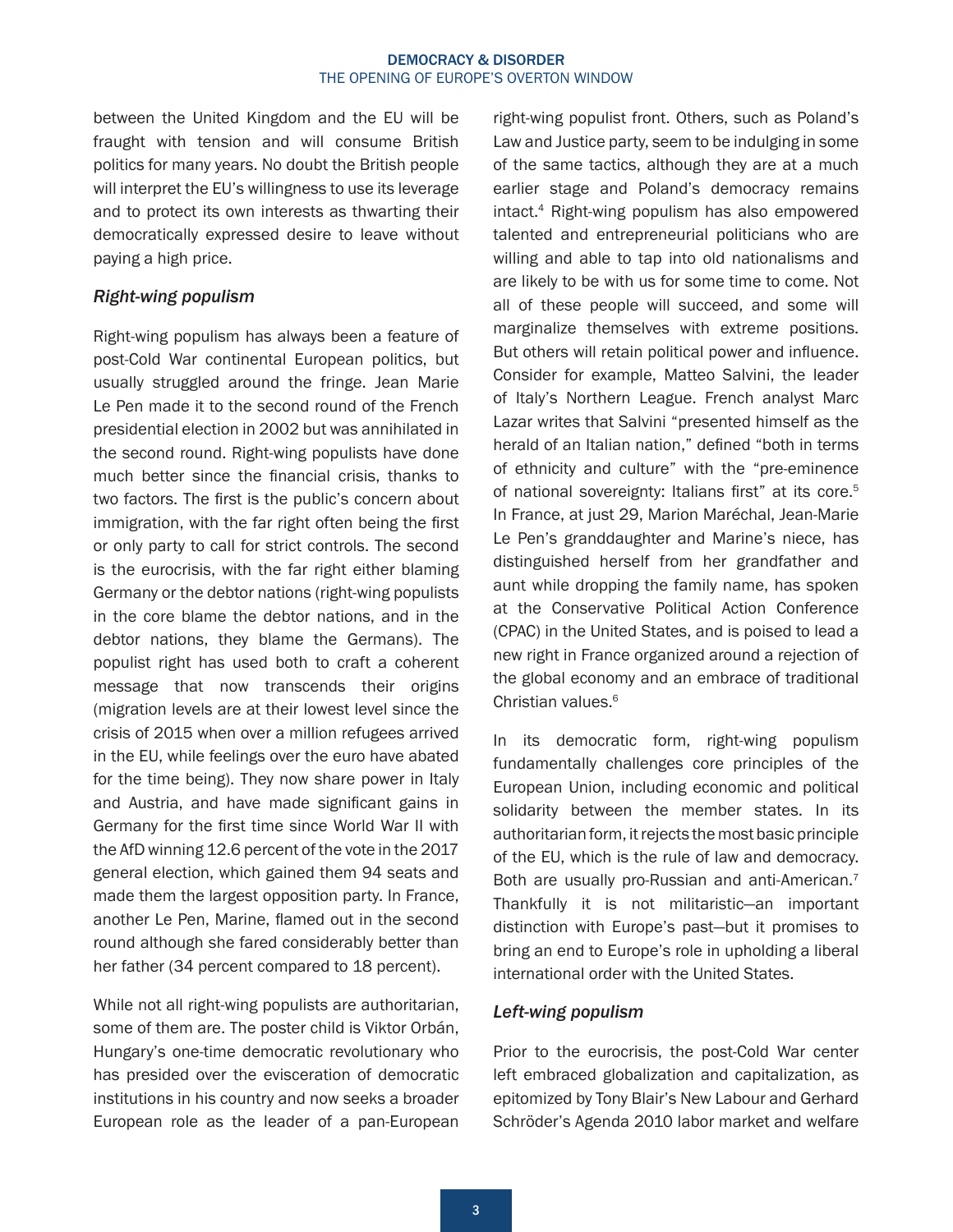between the United Kingdom and the EU will be fraught with tension and will consume British politics for many years. No doubt the British people will interpret the EU's willingness to use its leverage and to protect its own interests as thwarting their democratically expressed desire to leave without paying a high price.

### *Right-wing populism*

Right-wing populism has always been a feature of post-Cold War continental European politics, but usually struggled around the fringe. Jean Marie Le Pen made it to the second round of the French presidential election in 2002 but was annihilated in the second round. Right-wing populists have done much better since the financial crisis, thanks to two factors. The first is the public's concern about immigration, with the far right often being the first or only party to call for strict controls. The second is the eurocrisis, with the far right either blaming Germany or the debtor nations (right-wing populists in the core blame the debtor nations, and in the debtor nations, they blame the Germans). The populist right has used both to craft a coherent message that now transcends their origins (migration levels are at their lowest level since the crisis of 2015 when over a million refugees arrived in the EU, while feelings over the euro have abated for the time being). They now share power in Italy and Austria, and have made significant gains in Germany for the first time since World War II with the AfD winning 12.6 percent of the vote in the 2017 general election, which gained them 94 seats and made them the largest opposition party. In France, another Le Pen, Marine, flamed out in the second round although she fared considerably better than her father (34 percent compared to 18 percent).

While not all right-wing populists are authoritarian, some of them are. The poster child is Viktor Orbán, Hungary's one-time democratic revolutionary who has presided over the evisceration of democratic institutions in his country and now seeks a broader European role as the leader of a pan-European right-wing populist front. Others, such as Poland's Law and Justice party, seem to be indulging in some of the same tactics, although they are at a much earlier stage and Poland's democracy remains intact.[4] Right-wing populism has also empowered talented and entrepreneurial politicians who are willing and able to tap into old nationalisms and are likely to be with us for some time to come. Not all of these people will succeed, and some will marginalize themselves with extreme positions. But others will retain political power and influence. Consider for example, Matteo Salvini, the leader of Italy's Northern League. French analyst Marc Lazar writes that Salvini "presented himself as the herald of an Italian nation," defined "both in terms of ethnicity and culture" with the "pre-eminence of national sovereignty: Italians first" at its core.[5] In France, at just 29, Marion Maréchal, Jean-Marie Le Pen's granddaughter and Marine's niece, has distinguished herself from her grandfather and aunt while dropping the family name, has spoken at the Conservative Political Action Conference (CPAC) in the United States, and is poised to lead a new right in France organized around a rejection of the global economy and an embrace of traditional Christian values.[6]

In its democratic form, right-wing populism fundamentally challenges core principles of the European Union, including economic and political solidarity between the member states. In its authoritarian form, it rejects the most basic principle of the EU, which is the rule of law and democracy. Both are usually pro-Russian and anti-American.[7] Thankfully it is not militaristic—an important distinction with Europe's past—but it promises to bring an end to Europe's role in upholding a liberal international order with the United States.

### *Left-wing populism*

Prior to the eurocrisis, the post-Cold War center left embraced globalization and capitalization, as epitomized by Tony Blair's New Labour and Gerhard Schröder's Agenda 2010 labor market and welfare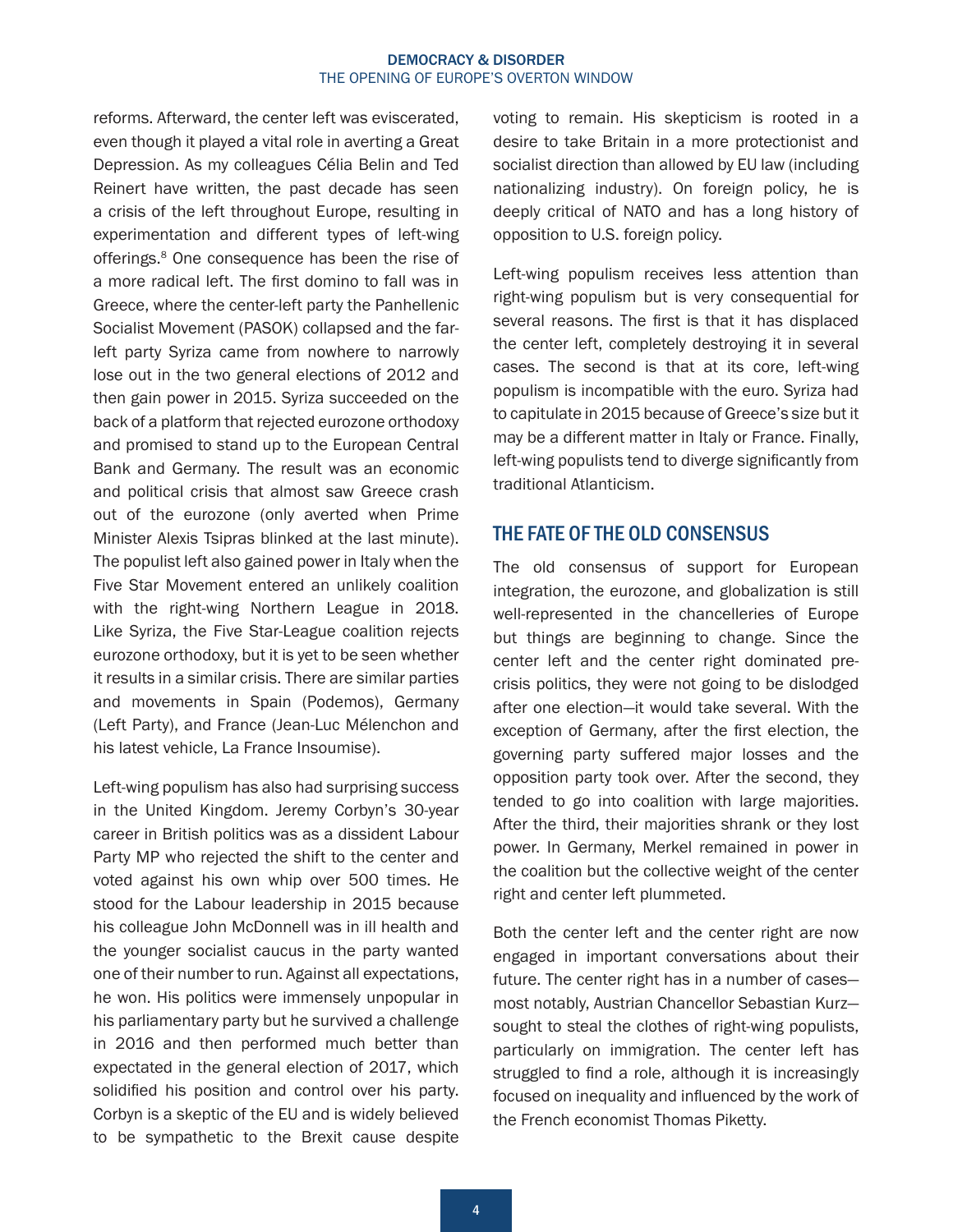reforms. Afterward, the center left was eviscerated, even though it played a vital role in averting a Great Depression. As my colleagues Célia Belin and Ted Reinert have written, the past decade has seen a crisis of the left throughout Europe, resulting in experimentation and different types of left-wing offerings.[8] One consequence has been the rise of a more radical left. The first domino to fall was in Greece, where the center-left party the Panhellenic Socialist Movement (PASOK) collapsed and the far-left party Syriza came from nowhere to narrowly lose out in the two general elections of 2012 and then gain power in 2015. Syriza succeeded on the back of a platform that rejected eurozone orthodoxy and promised to stand up to the European Central Bank and Germany. The result was an economic and political crisis that almost saw Greece crash out of the eurozone (only averted when Prime Minister Alexis Tsipras blinked at the last minute). The populist left also gained power in Italy when the Five Star Movement entered an unlikely coalition with the right-wing Northern League in 2018. Like Syriza, the Five Star-League coalition rejects eurozone orthodoxy, but it is yet to be seen whether it results in a similar crisis. There are similar parties and movements in Spain (Podemos), Germany (Left Party), and France (Jean-Luc Mélenchon and his latest vehicle, La France Insoumise).

Left-wing populism has also had surprising success in the United Kingdom. Jeremy Corbyn's 30-year career in British politics was as a dissident Labour Party MP who rejected the shift to the center and voted against his own whip over 500 times. He stood for the Labour leadership in 2015 because his colleague John McDonnell was in ill health and the younger socialist caucus in the party wanted one of their number to run. Against all expectations, he won. His politics were immensely unpopular in his parliamentary party but he survived a challenge in 2016 and then performed much better than expectated in the general election of 2017, which solidified his position and control over his party. Corbyn is a skeptic of the EU and is widely believed to be sympathetic to the Brexit cause despite voting to remain. His skepticism is rooted in a desire to take Britain in a more protectionist and socialist direction than allowed by EU law (including nationalizing industry). On foreign policy, he is deeply critical of NATO and has a long history of opposition to U.S. foreign policy.

Left-wing populism receives less attention than right-wing populism but is very consequential for several reasons. The first is that it has displaced the center left, completely destroying it in several cases. The second is that at its core, left-wing populism is incompatible with the euro. Syriza had to capitulate in 2015 because of Greece's size but it may be a different matter in Italy or France. Finally, left-wing populists tend to diverge significantly from traditional Atlanticism.

## THE FATE OF THE OLD CONSENSUS

The old consensus of support for European integration, the eurozone, and globalization is still well-represented in the chancelleries of Europe but things are beginning to change. Since the center left and the center right dominated pre-crisis politics, they were not going to be dislodged after one election—it would take several. With the exception of Germany, after the first election, the governing party suffered major losses and the opposition party took over. After the second, they tended to go into coalition with large majorities. After the third, their majorities shrank or they lost power. In Germany, Merkel remained in power in the coalition but the collective weight of the center right and center left plummeted.

Both the center left and the center right are now engaged in important conversations about their future. The center right has in a number of cases—most notably, Austrian Chancellor Sebastian Kurz—sought to steal the clothes of right-wing populists, particularly on immigration. The center left has struggled to find a role, although it is increasingly focused on inequality and influenced by the work of the French economist Thomas Piketty.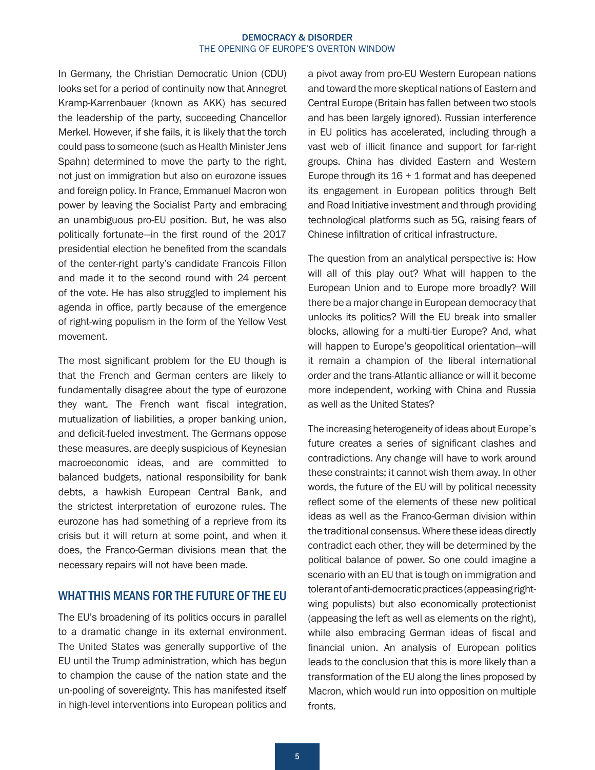In Germany, the Christian Democratic Union (CDU) looks set for a period of continuity now that Annegret Kramp-Karrenbauer (known as AKK) has secured the leadership of the party, succeeding Chancellor Merkel. However, if she fails, it is likely that the torch could pass to someone (such as Health Minister Jens Spahn) determined to move the party to the right, not just on immigration but also on eurozone issues and foreign policy. In France, Emmanuel Macron won power by leaving the Socialist Party and embracing an unambiguous pro-EU position. But, he was also politically fortunate—in the first round of the 2017 presidential election he benefited from the scandals of the center-right party's candidate Francois Fillon and made it to the second round with 24 percent of the vote. He has also struggled to implement his agenda in office, partly because of the emergence of right-wing populism in the form of the Yellow Vest movement.

The most significant problem for the EU though is that the French and German centers are likely to fundamentally disagree about the type of eurozone they want. The French want fiscal integration, mutualization of liabilities, a proper banking union, and deficit-fueled investment. The Germans oppose these measures, are deeply suspicious of Keynesian macroeconomic ideas, and are committed to balanced budgets, national responsibility for bank debts, a hawkish European Central Bank, and the strictest interpretation of eurozone rules. The eurozone has had something of a reprieve from its crisis but it will return at some point, and when it does, the Franco-German divisions mean that the necessary repairs will not have been made.

## WHAT THIS MEANS FOR THE FUTURE OF THE EU

The EU's broadening of its politics occurs in parallel to a dramatic change in its external environment. The United States was generally supportive of the EU until the Trump administration, which has begun to champion the cause of the nation state and the un-pooling of sovereignty. This has manifested itself in high-level interventions into European politics and a pivot away from pro-EU Western European nations and toward the more skeptical nations of Eastern and Central Europe (Britain has fallen between two stools and has been largely ignored). Russian interference in EU politics has accelerated, including through a vast web of illicit finance and support for far-right groups. China has divided Eastern and Western Europe through its 16 + 1 format and has deepened its engagement in European politics through Belt and Road Initiative investment and through providing technological platforms such as 5G, raising fears of Chinese infiltration of critical infrastructure.

The question from an analytical perspective is: How will all of this play out? What will happen to the European Union and to Europe more broadly? Will there be a major change in European democracy that unlocks its politics? Will the EU break into smaller blocks, allowing for a multi-tier Europe? And, what will happen to Europe's geopolitical orientation—will it remain a champion of the liberal international order and the trans-Atlantic alliance or will it become more independent, working with China and Russia as well as the United States?

The increasing heterogeneity of ideas about Europe's future creates a series of significant clashes and contradictions. Any change will have to work around these constraints; it cannot wish them away. In other words, the future of the EU will by political necessity reflect some of the elements of these new political ideas as well as the Franco-German division within the traditional consensus. Where these ideas directly contradict each other, they will be determined by the political balance of power. So one could imagine a scenario with an EU that is tough on immigration and tolerant of anti-democratic practices (appeasing right-wing populists) but also economically protectionist (appeasing the left as well as elements on the right), while also embracing German ideas of fiscal and financial union. An analysis of European politics leads to the conclusion that this is more likely than a transformation of the EU along the lines proposed by Macron, which would run into opposition on multiple fronts.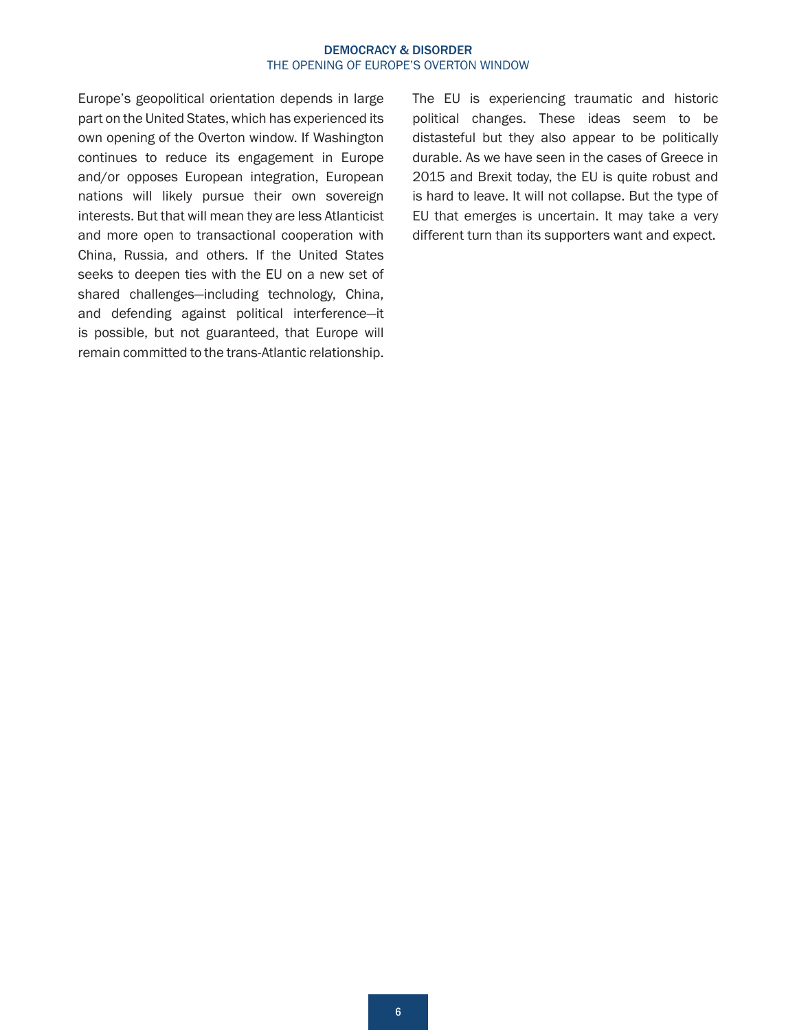Europe's geopolitical orientation depends in large part on the United States, which has experienced its own opening of the Overton window. If Washington continues to reduce its engagement in Europe and/or opposes European integration, European nations will likely pursue their own sovereign interests. But that will mean they are less Atlanticist and more open to transactional cooperation with China, Russia, and others. If the United States seeks to deepen ties with the EU on a new set of shared challenges—including technology, China, and defending against political interference—it is possible, but not guaranteed, that Europe will remain committed to the trans-Atlantic relationship.

The EU is experiencing traumatic and historic political changes. These ideas seem to be distasteful but they also appear to be politically durable. As we have seen in the cases of Greece in 2015 and Brexit today, the EU is quite robust and is hard to leave. It will not collapse. But the type of EU that emerges is uncertain. It may take a very different turn than its supporters want and expect.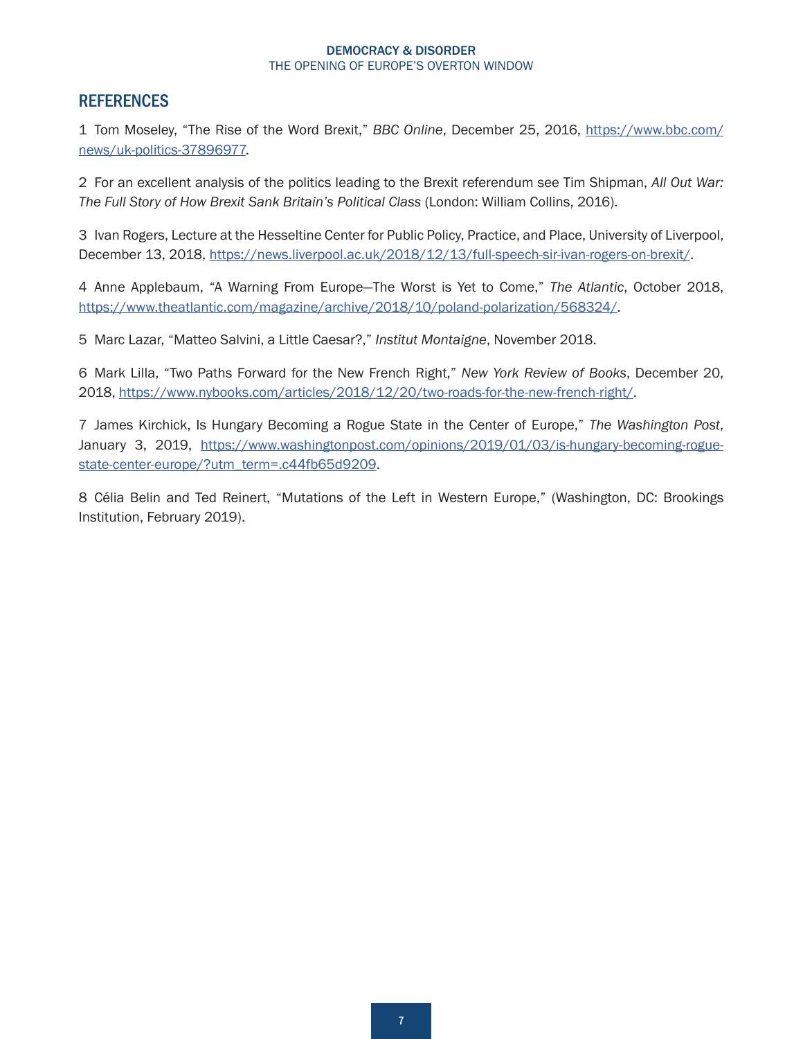## REFERENCES

1 Tom Moseley, "The Rise of the Word Brexit," *BBC Online*, December 25, 2016, https://www.bbc.com/news/uk-politics-37896977.

2 For an excellent analysis of the politics leading to the Brexit referendum see Tim Shipman, *All Out War: The Full Story of How Brexit Sank Britain's Political Class* (London: William Collins, 2016).

3 Ivan Rogers, Lecture at the Hesseltine Center for Public Policy, Practice, and Place, University of Liverpool, December 13, 2018, https://news.liverpool.ac.uk/2018/12/13/full-speech-sir-ivan-rogers-on-brexit/.

4 Anne Applebaum, "A Warning From Europe—The Worst is Yet to Come," *The Atlantic*, October 2018, https://www.theatlantic.com/magazine/archive/2018/10/poland-polarization/568324/.

5 Marc Lazar, "Matteo Salvini, a Little Caesar?," *Institut Montaigne*, November 2018.

6 Mark Lilla, "Two Paths Forward for the New French Right," *New York Review of Books*, December 20, 2018, https://www.nybooks.com/articles/2018/12/20/two-roads-for-the-new-french-right/.

7 James Kirchick, Is Hungary Becoming a Rogue State in the Center of Europe," *The Washington Post*, January 3, 2019, https://www.washingtonpost.com/opinions/2019/01/03/is-hungary-becoming-rogue-state-center-europe/?utm_term=.c44fb65d9209.

8 Célia Belin and Ted Reinert, "Mutations of the Left in Western Europe," (Washington, DC: Brookings Institution, February 2019).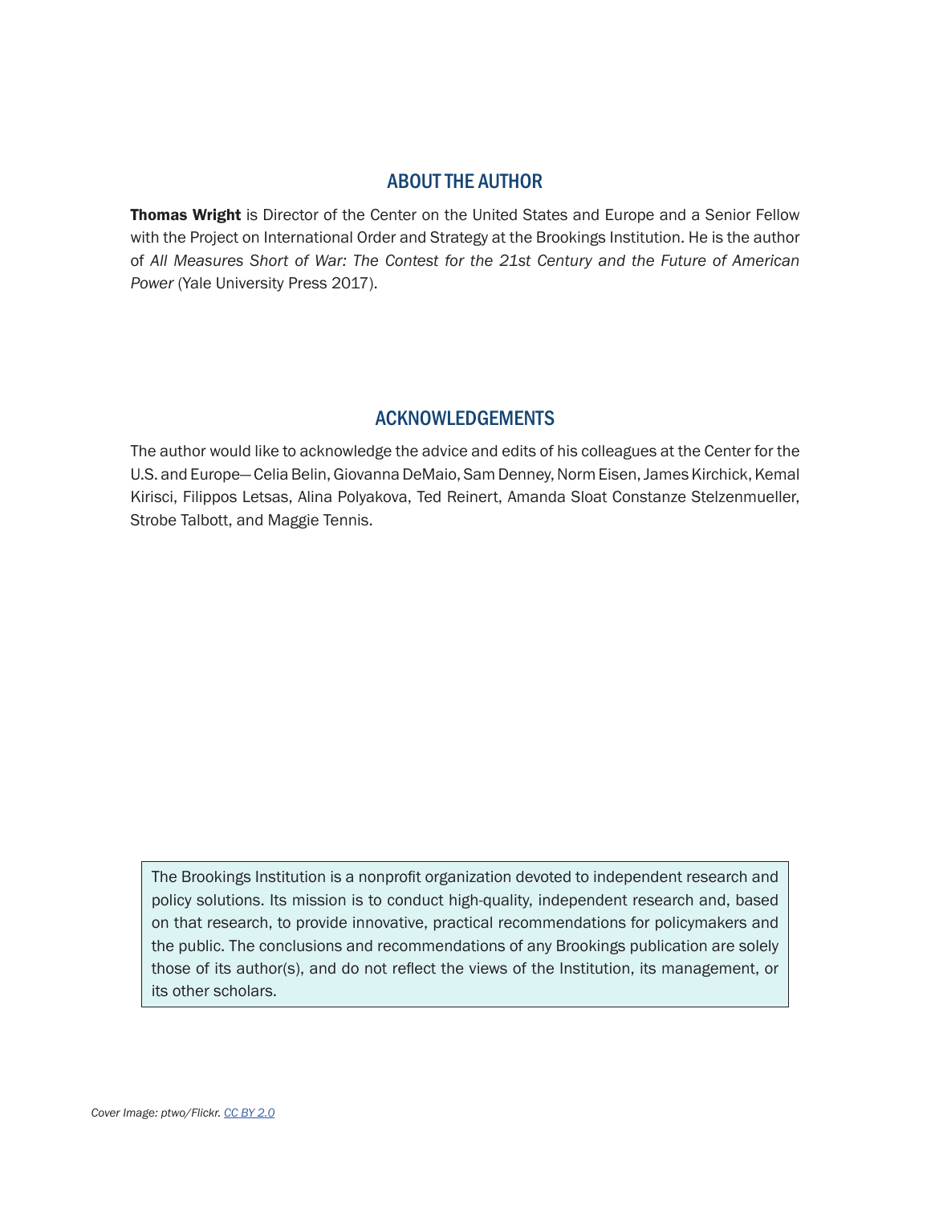## ABOUT THE AUTHOR

**Thomas Wright** is Director of the Center on the United States and Europe and a Senior Fellow with the Project on International Order and Strategy at the Brookings Institution. He is the author of *All Measures Short of War: The Contest for the 21st Century and the Future of American Power* (Yale University Press 2017).

## ACKNOWLEDGEMENTS

The author would like to acknowledge the advice and edits of his colleagues at the Center for the U.S. and Europe— Celia Belin, Giovanna DeMaio, Sam Denney, Norm Eisen, James Kirchick, Kemal Kirisci, Filippos Letsas, Alina Polyakova, Ted Reinert, Amanda Sloat Constanze Stelzenmueller, Strobe Talbott, and Maggie Tennis.

The Brookings Institution is a nonprofit organization devoted to independent research and policy solutions. Its mission is to conduct high-quality, independent research and, based on that research, to provide innovative, practical recommendations for policymakers and the public. The conclusions and recommendations of any Brookings publication are solely those of its author(s), and do not reflect the views of the Institution, its management, or its other scholars.

*Cover Image: ptwo/Flickr. CC BY 2.0*